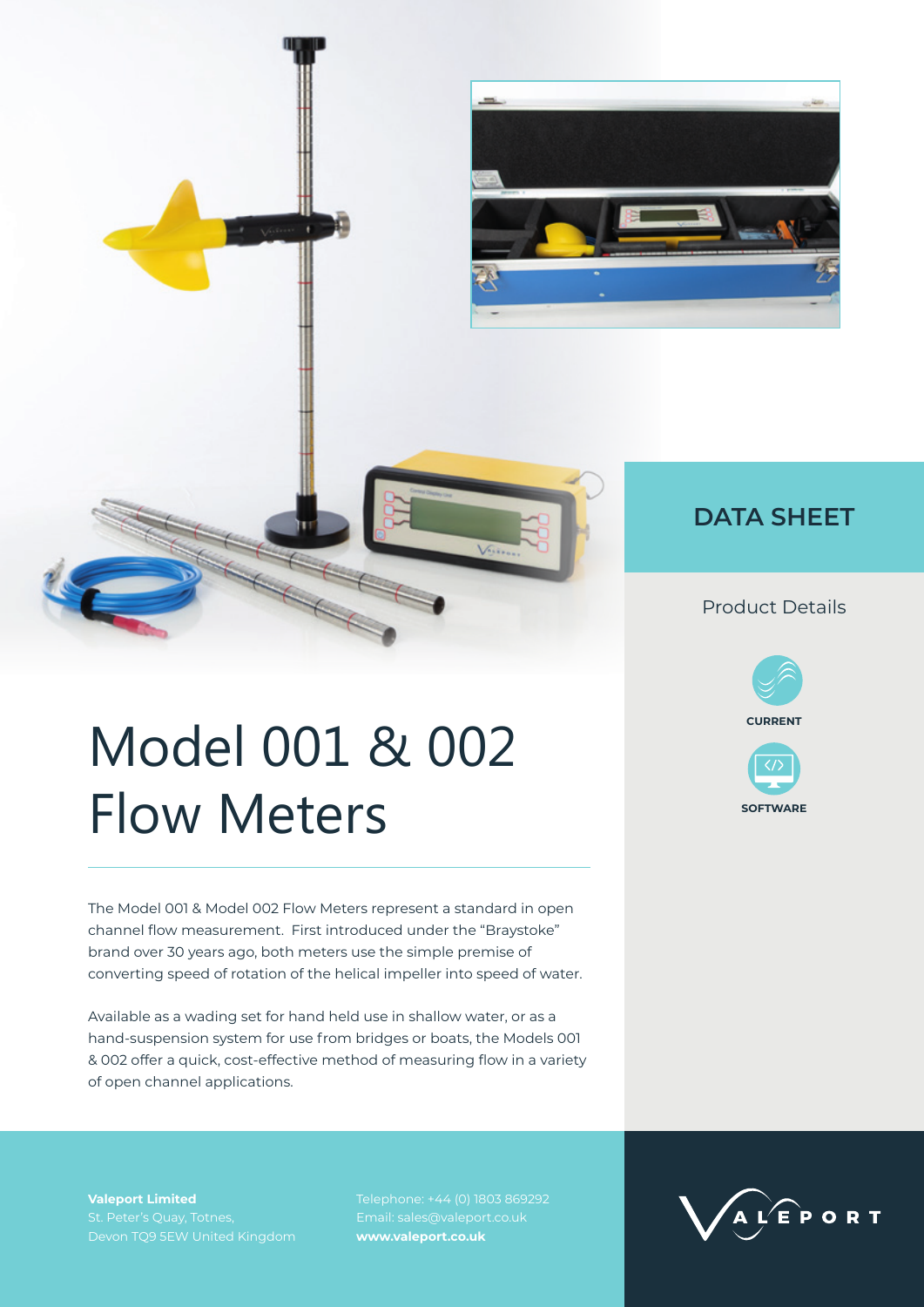# Model 001 & 002 Flow Meters

DATA SHEET

Product Details

CURRENT

SOFTWARE

The Model 001 & Model 002 Flow Meters represent a standard in open channel flow measurement. First introduced under the "Braystoke" brand over 30 years ago, both meters use the simple premise of converting speed of rotation of the helical impeller into speed of water.

Available as a wading set for hand held use in shallow water, or as a hand-suspension system for use from bridges or boats, the Models 001 & 002 offer a quick, cost-effective method of measuring flow in a variety of open channel applications.

**Valeport Limited**
St. Peter's Quay, Totnes,
Devon TQ9 5EW United Kingdom

Telephone: +44 (0) 1803 869292
Email: sales@valeport.co.uk
**www.valeport.co.uk**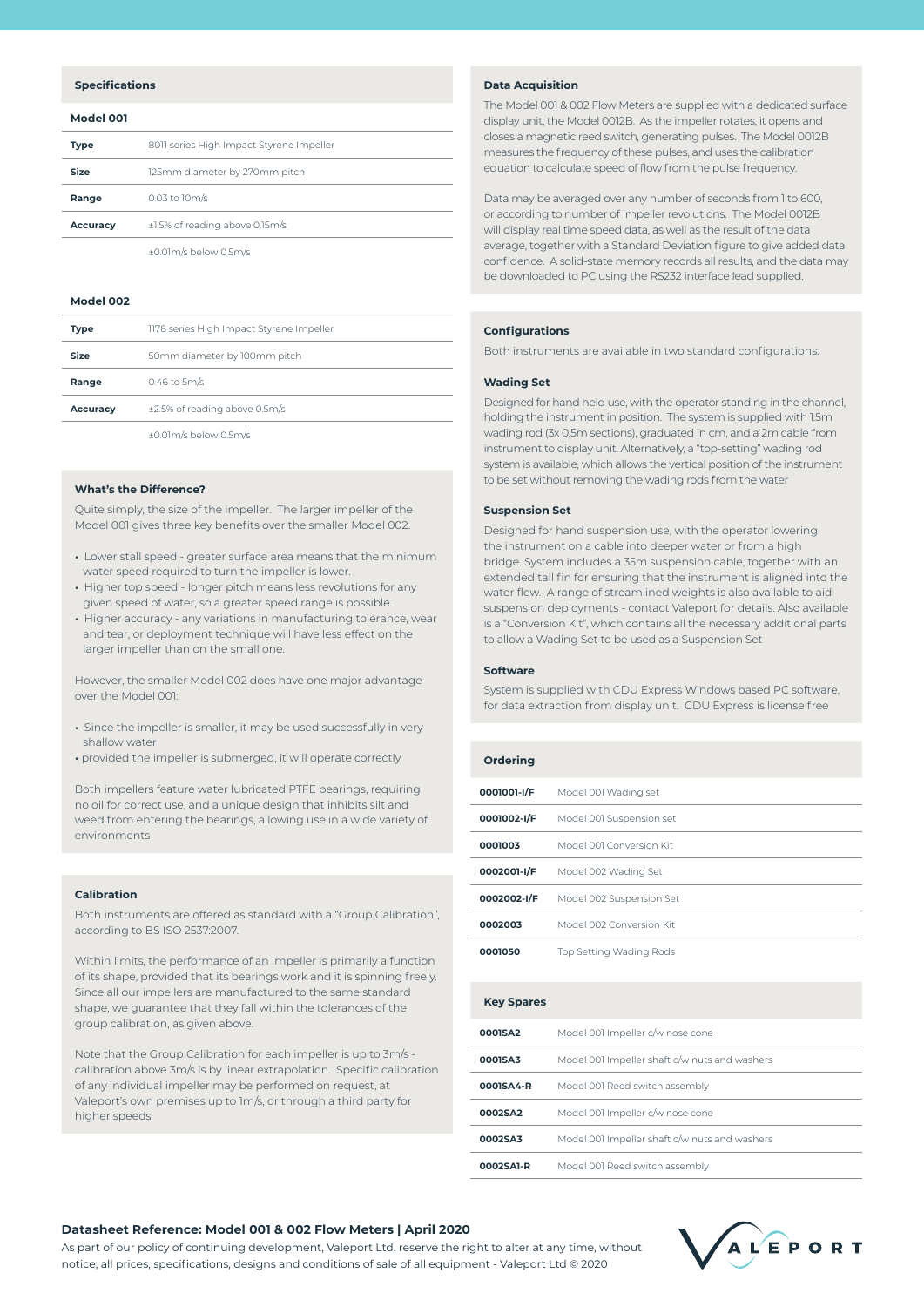## Specifications

### Model 001

| | |
|---|---|
| **Type** | 8011 series High Impact Styrene Impeller |
| **Size** | 125mm diameter by 270mm pitch |
| **Range** | 0.03 to 10m/s |
| **Accuracy** | ±1.5% of reading above 0.15m/s |
| | ±0.01m/s below 0.5m/s |

### Model 002

| | |
|---|---|
| **Type** | 1178 series High Impact Styrene Impeller |
| **Size** | 50mm diameter by 100mm pitch |
| **Range** | 0.46 to 5m/s |
| **Accuracy** | ±2.5% of reading above 0.5m/s |
| | ±0.01m/s below 0.5m/s |

## What's the Difference?

Quite simply, the size of the impeller. The larger impeller of the Model 001 gives three key benefits over the smaller Model 002.

- Lower stall speed - greater surface area means that the minimum water speed required to turn the impeller is lower.
- Higher top speed - longer pitch means less revolutions for any given speed of water, so a greater speed range is possible.
- Higher accuracy - any variations in manufacturing tolerance, wear and tear, or deployment technique will have less effect on the larger impeller than on the small one.

However, the smaller Model 002 does have one major advantage over the Model 001:

- Since the impeller is smaller, it may be used successfully in very shallow water
- provided the impeller is submerged, it will operate correctly

Both impellers feature water lubricated PTFE bearings, requiring no oil for correct use, and a unique design that inhibits silt and weed from entering the bearings, allowing use in a wide variety of environments

## Calibration

Both instruments are offered as standard with a "Group Calibration", according to BS ISO 2537:2007.

Within limits, the performance of an impeller is primarily a function of its shape, provided that its bearings work and it is spinning freely. Since all our impellers are manufactured to the same standard shape, we guarantee that they fall within the tolerances of the group calibration, as given above.

Note that the Group Calibration for each impeller is up to 3m/s - calibration above 3m/s is by linear extrapolation. Specific calibration of any individual impeller may be performed on request, at Valeport's own premises up to 1m/s, or through a third party for higher speeds

## Data Acquisition

The Model 001 & 002 Flow Meters are supplied with a dedicated surface display unit, the Model 0012B. As the impeller rotates, it opens and closes a magnetic reed switch, generating pulses. The Model 0012B measures the frequency of these pulses, and uses the calibration equation to calculate speed of flow from the pulse frequency.

Data may be averaged over any number of seconds from 1 to 600, or according to number of impeller revolutions. The Model 0012B will display real time speed data, as well as the result of the data average, together with a Standard Deviation figure to give added data confidence. A solid-state memory records all results, and the data may be downloaded to PC using the RS232 interface lead supplied.

## Configurations

Both instruments are available in two standard configurations:

### Wading Set

Designed for hand held use, with the operator standing in the channel, holding the instrument in position. The system is supplied with 1.5m wading rod (3x 0.5m sections), graduated in cm, and a 2m cable from instrument to display unit. Alternatively, a "top-setting" wading rod system is available, which allows the vertical position of the instrument to be set without removing the wading rods from the water

### Suspension Set

Designed for hand suspension use, with the operator lowering the instrument on a cable into deeper water or from a high bridge. System includes a 35m suspension cable, together with an extended tail fin for ensuring that the instrument is aligned into the water flow. A range of streamlined weights is also available to aid suspension deployments - contact Valeport for details. Also available is a "Conversion Kit", which contains all the necessary additional parts to allow a Wading Set to be used as a Suspension Set

### Software

System is supplied with CDU Express Windows based PC software, for data extraction from display unit. CDU Express is license free

## Ordering

| | |
|---|---|
| **0001001-I/F** | Model 001 Wading set |
| **0001002-I/F** | Model 001 Suspension set |
| **0001003** | Model 001 Conversion Kit |
| **0002001-I/F** | Model 002 Wading Set |
| **0002002-I/F** | Model 002 Suspension Set |
| **0002003** | Model 002 Conversion Kit |
| **0001050** | Top Setting Wading Rods |

## Key Spares

| | |
|---|---|
| **0001SA2** | Model 001 Impeller c/w nose cone |
| **0001SA3** | Model 001 Impeller shaft c/w nuts and washers |
| **0001SA4-R** | Model 001 Reed switch assembly |
| **0002SA2** | Model 001 Impeller c/w nose cone |
| **0002SA3** | Model 001 Impeller shaft c/w nuts and washers |
| **0002SA1-R** | Model 001 Reed switch assembly |

**Datasheet Reference: Model 001 & 002 Flow Meters | April 2020**

As part of our policy of continuing development, Valeport Ltd. reserve the right to alter at any time, without notice, all prices, specifications, designs and conditions of sale of all equipment - Valeport Ltd © 2020

VALEPORT